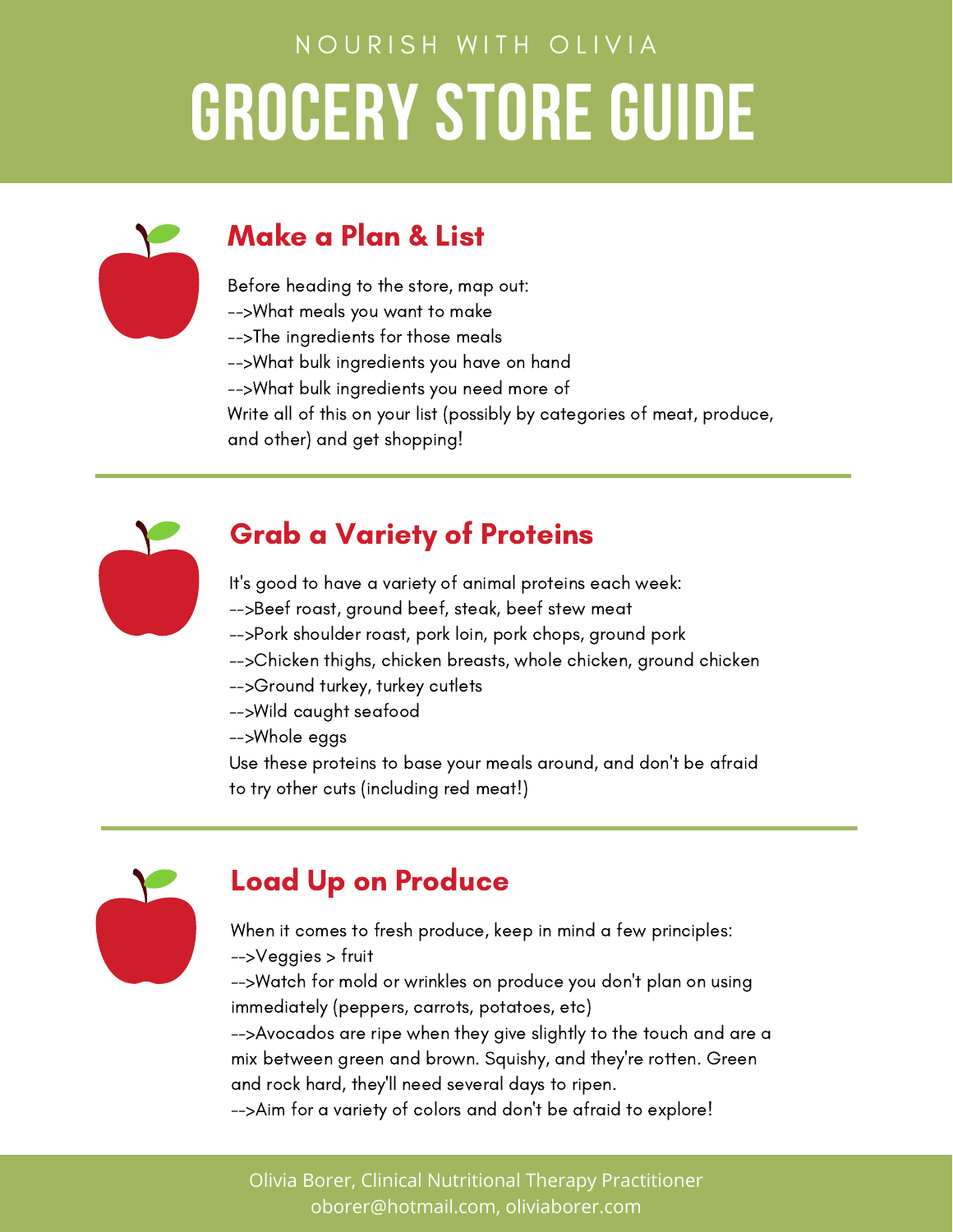NOURISH WITH OLIVIA

# GROCERY STORE GUIDE

## Make a Plan & List

Before heading to the store, map out:
-->What meals you want to make
-->The ingredients for those meals
-->What bulk ingredients you have on hand
-->What bulk ingredients you need more of
Write all of this on your list (possibly by categories of meat, produce, and other) and get shopping!

## Grab a Variety of Proteins

It's good to have a variety of animal proteins each week:
-->Beef roast, ground beef, steak, beef stew meat
-->Pork shoulder roast, pork loin, pork chops, ground pork
-->Chicken thighs, chicken breasts, whole chicken, ground chicken
-->Ground turkey, turkey cutlets
-->Wild caught seafood
-->Whole eggs
Use these proteins to base your meals around, and don't be afraid to try other cuts (including red meat!)

## Load Up on Produce

When it comes to fresh produce, keep in mind a few principles:
-->Veggies > fruit
-->Watch for mold or wrinkles on produce you don't plan on using immediately (peppers, carrots, potatoes, etc)
-->Avocados are ripe when they give slightly to the touch and are a mix between green and brown. Squishy, and they're rotten. Green and rock hard, they'll need several days to ripen.
-->Aim for a variety of colors and don't be afraid to explore!

Olivia Borer, Clinical Nutritional Therapy Practitioner
oborer@hotmail.com, oliviaborer.com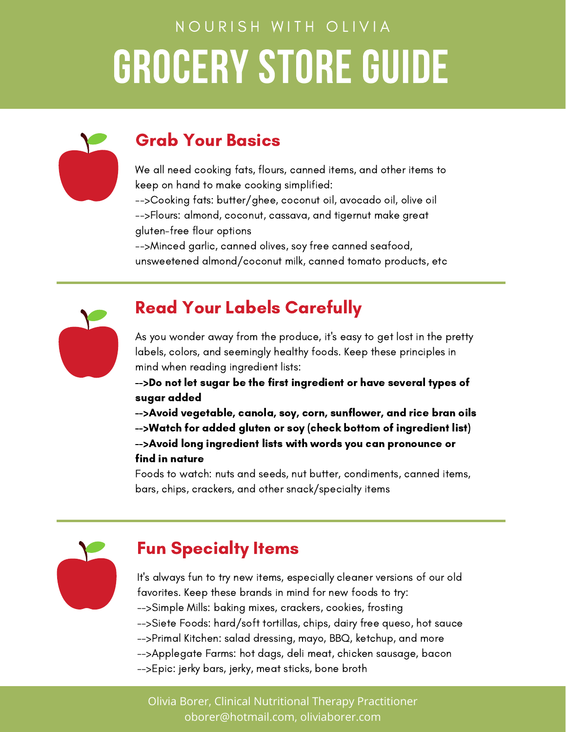NOURISH WITH OLIVIA

# GROCERY STORE GUIDE

## Grab Your Basics

We all need cooking fats, flours, canned items, and other items to keep on hand to make cooking simplified:
-->Cooking fats: butter/ghee, coconut oil, avocado oil, olive oil
-->Flours: almond, coconut, cassava, and tigernut make great gluten-free flour options
-->Minced garlic, canned olives, soy free canned seafood, unsweetened almond/coconut milk, canned tomato products, etc

## Read Your Labels Carefully

As you wonder away from the produce, it's easy to get lost in the pretty labels, colors, and seemingly healthy foods. Keep these principles in mind when reading ingredient lists:
**-->Do not let sugar be the first ingredient or have several types of sugar added**
**-->Avoid vegetable, canola, soy, corn, sunflower, and rice bran oils**
**-->Watch for added gluten or soy (check bottom of ingredient list)**
**-->Avoid long ingredient lists with words you can pronounce or find in nature**
Foods to watch: nuts and seeds, nut butter, condiments, canned items, bars, chips, crackers, and other snack/specialty items

## Fun Specialty Items

It's always fun to try new items, especially cleaner versions of our old favorites. Keep these brands in mind for new foods to try:
-->Simple Mills: baking mixes, crackers, cookies, frosting
-->Siete Foods: hard/soft tortillas, chips, dairy free queso, hot sauce
-->Primal Kitchen: salad dressing, mayo, BBQ, ketchup, and more
-->Applegate Farms: hot dags, deli meat, chicken sausage, bacon
-->Epic: jerky bars, jerky, meat sticks, bone broth

Olivia Borer, Clinical Nutritional Therapy Practitioner
oborer@hotmail.com, oliviaborer.com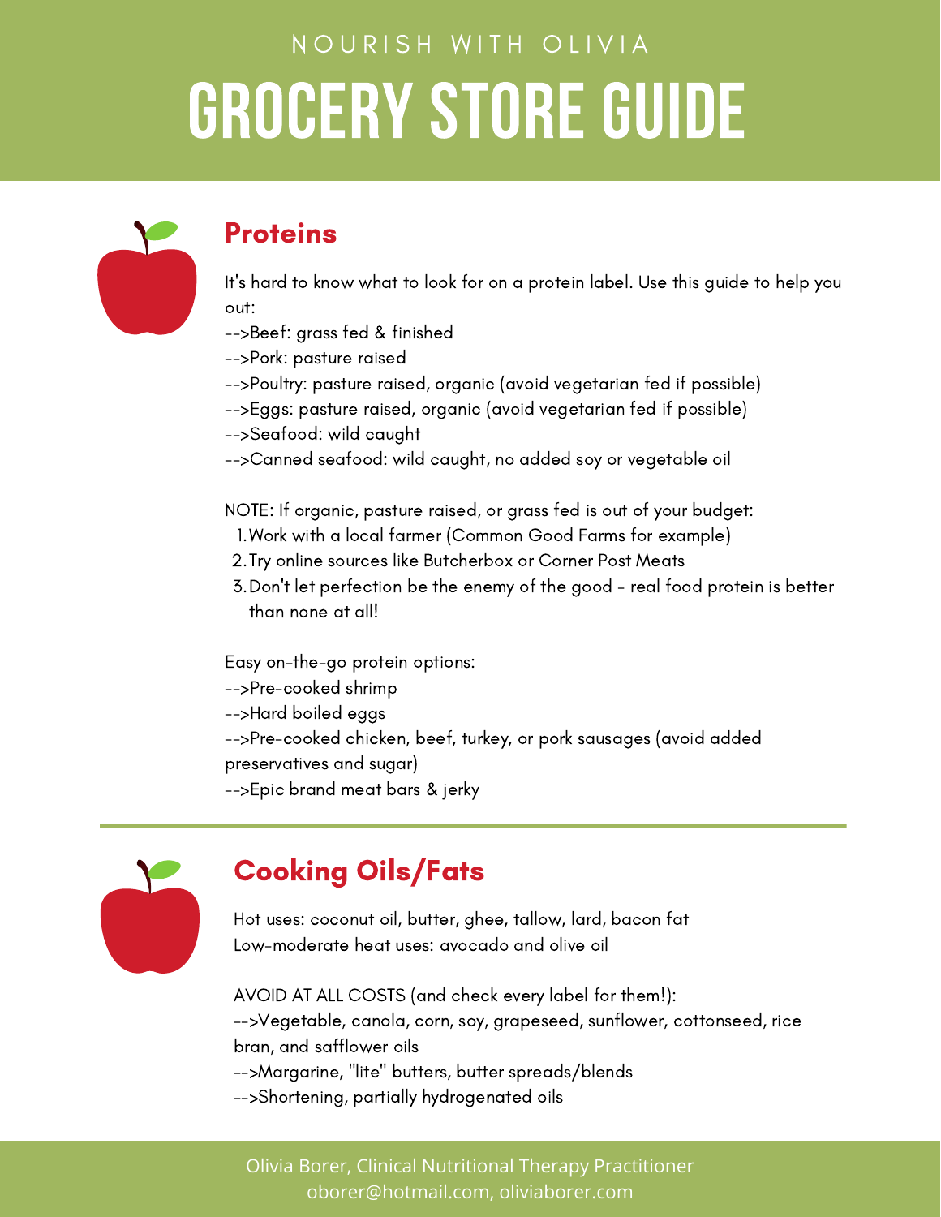NOURISH WITH OLIVIA

# GROCERY STORE GUIDE

## Proteins

It's hard to know what to look for on a protein label. Use this guide to help you out:
-->Beef: grass fed & finished
-->Pork: pasture raised
-->Poultry: pasture raised, organic (avoid vegetarian fed if possible)
-->Eggs: pasture raised, organic (avoid vegetarian fed if possible)
-->Seafood: wild caught
-->Canned seafood: wild caught, no added soy or vegetable oil

NOTE: If organic, pasture raised, or grass fed is out of your budget:

1. Work with a local farmer (Common Good Farms for example)
2. Try online sources like Butcherbox or Corner Post Meats
3. Don't let perfection be the enemy of the good - real food protein is better than none at all!

Easy on-the-go protein options:
-->Pre-cooked shrimp
-->Hard boiled eggs
-->Pre-cooked chicken, beef, turkey, or pork sausages (avoid added preservatives and sugar)
-->Epic brand meat bars & jerky

## Cooking Oils/Fats

Hot uses: coconut oil, butter, ghee, tallow, lard, bacon fat
Low-moderate heat uses: avocado and olive oil

AVOID AT ALL COSTS (and check every label for them!):
-->Vegetable, canola, corn, soy, grapeseed, sunflower, cottonseed, rice bran, and safflower oils
-->Margarine, "lite" butters, butter spreads/blends
-->Shortening, partially hydrogenated oils

Olivia Borer, Clinical Nutritional Therapy Practitioner
oborer@hotmail.com, oliviaborer.com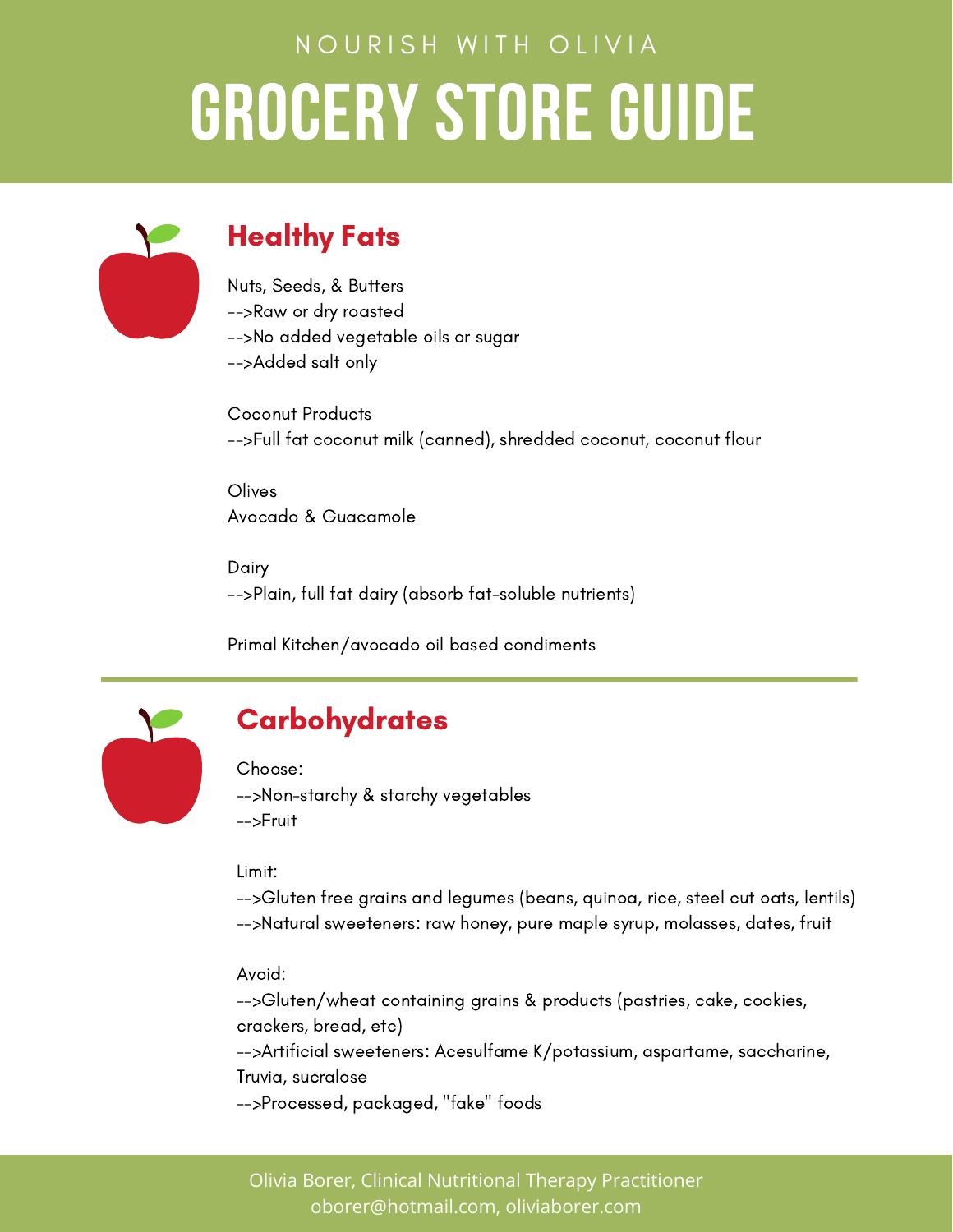NOURISH WITH OLIVIA

# GROCERY STORE GUIDE

## Healthy Fats

Nuts, Seeds, & Butters
-->Raw or dry roasted
-->No added vegetable oils or sugar
-->Added salt only

Coconut Products
-->Full fat coconut milk (canned), shredded coconut, coconut flour

Olives
Avocado & Guacamole

Dairy
-->Plain, full fat dairy (absorb fat-soluble nutrients)

Primal Kitchen/avocado oil based condiments

---

## Carbohydrates

Choose:
-->Non-starchy & starchy vegetables
-->Fruit

Limit:
-->Gluten free grains and legumes (beans, quinoa, rice, steel cut oats, lentils)
-->Natural sweeteners: raw honey, pure maple syrup, molasses, dates, fruit

Avoid:
-->Gluten/wheat containing grains & products (pastries, cake, cookies, crackers, bread, etc)
-->Artificial sweeteners: Acesulfame K/potassium, aspartame, saccharine, Truvia, sucralose
-->Processed, packaged, "fake" foods

Olivia Borer, Clinical Nutritional Therapy Practitioner
oborer@hotmail.com, oliviaborer.com